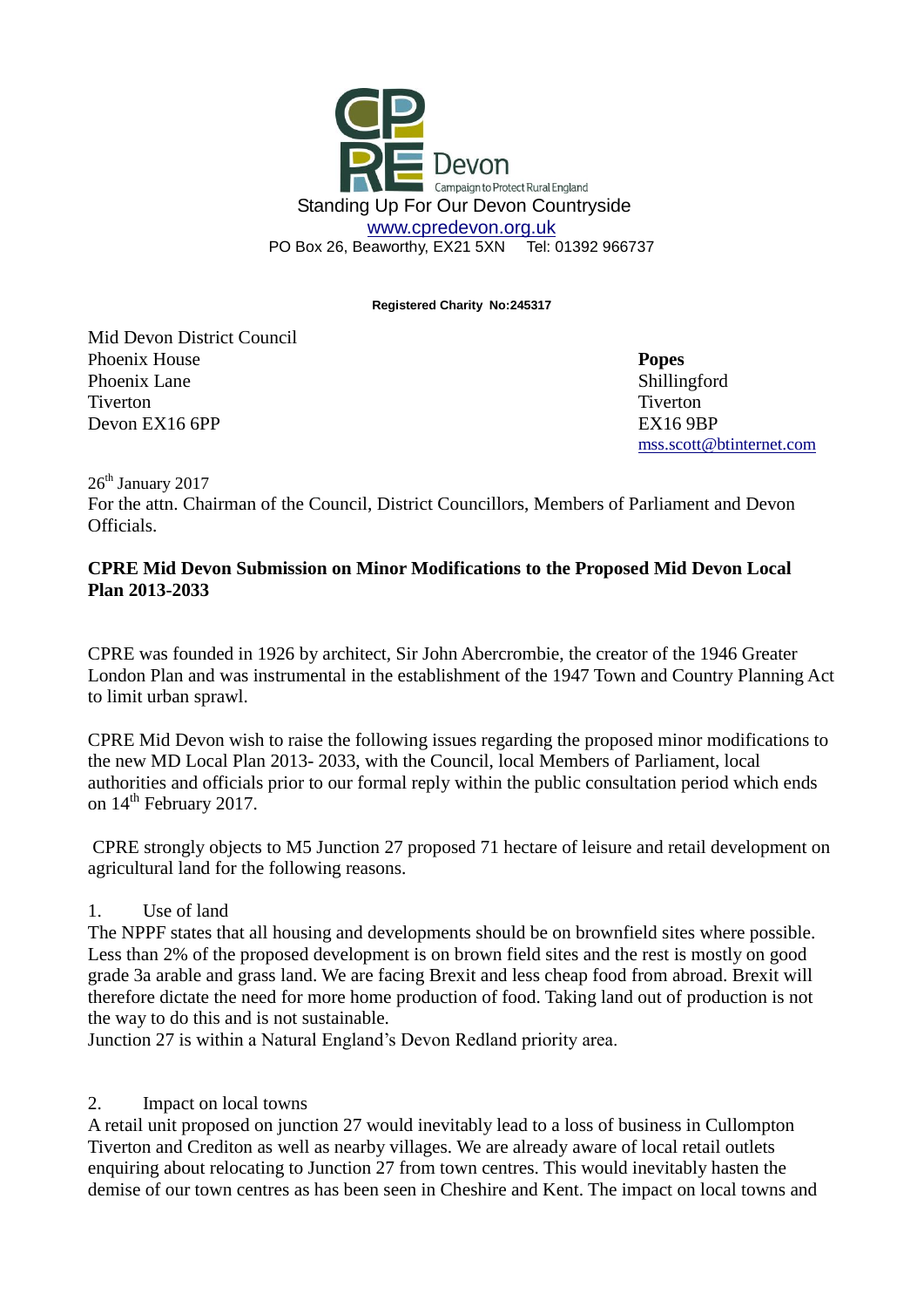CPRE Devon
Campaign to Protect Rural England

Standing Up For Our Devon Countryside
www.cpredevon.org.uk
PO Box 26, Beaworthy, EX21 5XN    Tel: 01392 966737

**Registered Charity No:245317**

Mid Devon District Council
Phoenix House
Phoenix Lane
Tiverton
Devon EX16 6PP

**Popes**
Shillingford
Tiverton
EX16 9BP
mss.scott@btinternet.com

26th January 2017
For the attn. Chairman of the Council, District Councillors, Members of Parliament and Devon Officials.

**CPRE Mid Devon Submission on Minor Modifications to the Proposed Mid Devon Local Plan 2013-2033**

CPRE was founded in 1926 by architect, Sir John Abercrombie, the creator of the 1946 Greater London Plan and was instrumental in the establishment of the 1947 Town and Country Planning Act to limit urban sprawl.

CPRE Mid Devon wish to raise the following issues regarding the proposed minor modifications to the new MD Local Plan 2013- 2033, with the Council, local Members of Parliament, local authorities and officials prior to our formal reply within the public consultation period which ends on 14th February 2017.

CPRE strongly objects to M5 Junction 27 proposed 71 hectare of leisure and retail development on agricultural land for the following reasons.

1. Use of land

The NPPF states that all housing and developments should be on brownfield sites where possible. Less than 2% of the proposed development is on brown field sites and the rest is mostly on good grade 3a arable and grass land. We are facing Brexit and less cheap food from abroad. Brexit will therefore dictate the need for more home production of food. Taking land out of production is not the way to do this and is not sustainable.
Junction 27 is within a Natural England's Devon Redland priority area.

2. Impact on local towns

A retail unit proposed on junction 27 would inevitably lead to a loss of business in Cullompton Tiverton and Crediton as well as nearby villages. We are already aware of local retail outlets enquiring about relocating to Junction 27 from town centres. This would inevitably hasten the demise of our town centres as has been seen in Cheshire and Kent. The impact on local towns and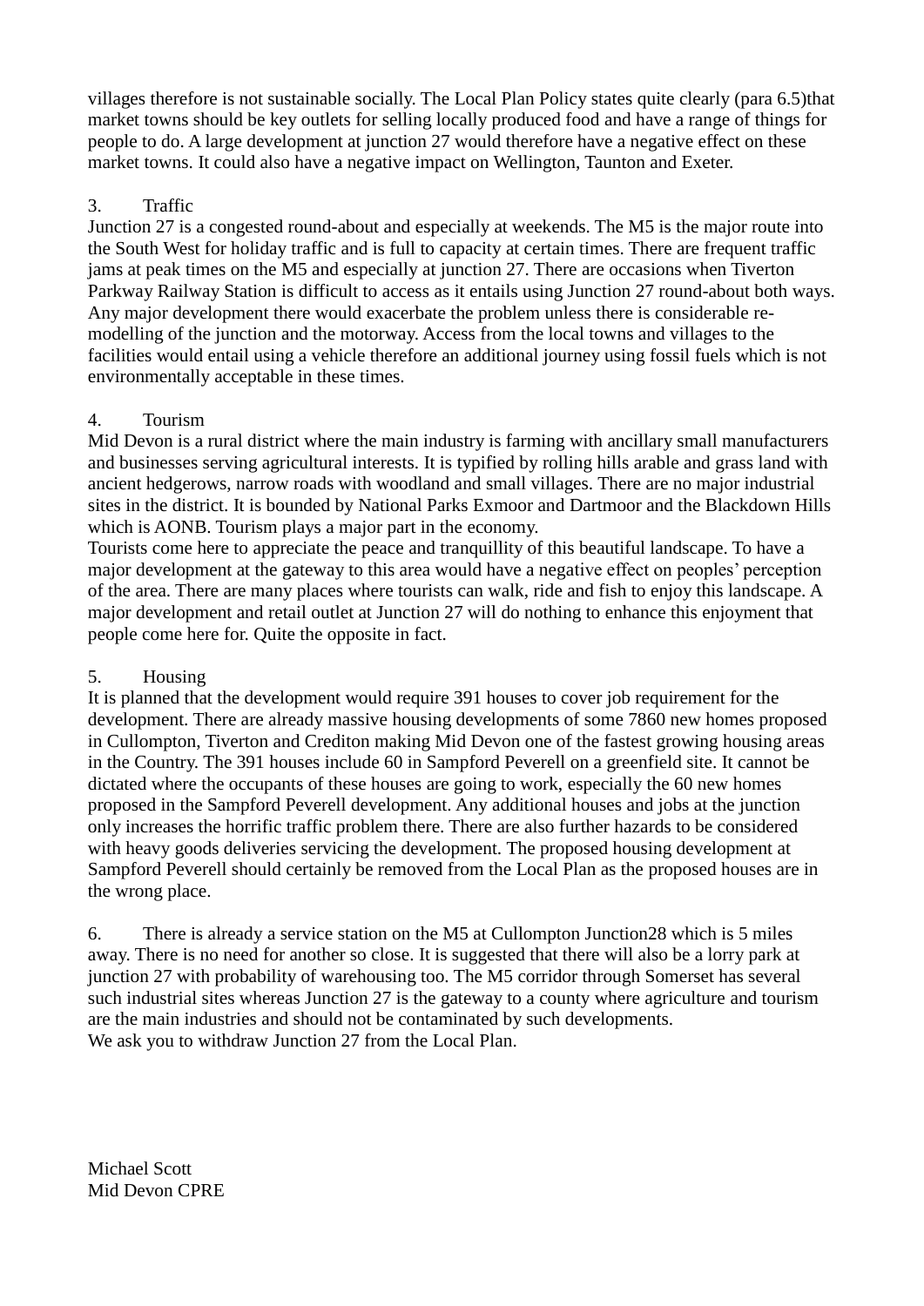villages therefore is not sustainable socially. The Local Plan Policy states quite clearly (para 6.5)that market towns should be key outlets for selling locally produced food and have a range of things for people to do. A large development at junction 27 would therefore have a negative effect on these market towns. It could also have a negative impact on Wellington, Taunton and Exeter.

3. Traffic

Junction 27 is a congested round-about and especially at weekends. The M5 is the major route into the South West for holiday traffic and is full to capacity at certain times. There are frequent traffic jams at peak times on the M5 and especially at junction 27. There are occasions when Tiverton Parkway Railway Station is difficult to access as it entails using Junction 27 round-about both ways. Any major development there would exacerbate the problem unless there is considerable re-modelling of the junction and the motorway. Access from the local towns and villages to the facilities would entail using a vehicle therefore an additional journey using fossil fuels which is not environmentally acceptable in these times.

4. Tourism

Mid Devon is a rural district where the main industry is farming with ancillary small manufacturers and businesses serving agricultural interests. It is typified by rolling hills arable and grass land with ancient hedgerows, narrow roads with woodland and small villages. There are no major industrial sites in the district. It is bounded by National Parks Exmoor and Dartmoor and the Blackdown Hills which is AONB. Tourism plays a major part in the economy.

Tourists come here to appreciate the peace and tranquillity of this beautiful landscape. To have a major development at the gateway to this area would have a negative effect on peoples' perception of the area. There are many places where tourists can walk, ride and fish to enjoy this landscape. A major development and retail outlet at Junction 27 will do nothing to enhance this enjoyment that people come here for. Quite the opposite in fact.

5. Housing

It is planned that the development would require 391 houses to cover job requirement for the development. There are already massive housing developments of some 7860 new homes proposed in Cullompton, Tiverton and Crediton making Mid Devon one of the fastest growing housing areas in the Country. The 391 houses include 60 in Sampford Peverell on a greenfield site. It cannot be dictated where the occupants of these houses are going to work, especially the 60 new homes proposed in the Sampford Peverell development. Any additional houses and jobs at the junction only increases the horrific traffic problem there. There are also further hazards to be considered with heavy goods deliveries servicing the development. The proposed housing development at Sampford Peverell should certainly be removed from the Local Plan as the proposed houses are in the wrong place.

6. There is already a service station on the M5 at Cullompton Junction28 which is 5 miles away. There is no need for another so close. It is suggested that there will also be a lorry park at junction 27 with probability of warehousing too. The M5 corridor through Somerset has several such industrial sites whereas Junction 27 is the gateway to a county where agriculture and tourism are the main industries and should not be contaminated by such developments.

We ask you to withdraw Junction 27 from the Local Plan.

Michael Scott
Mid Devon CPRE